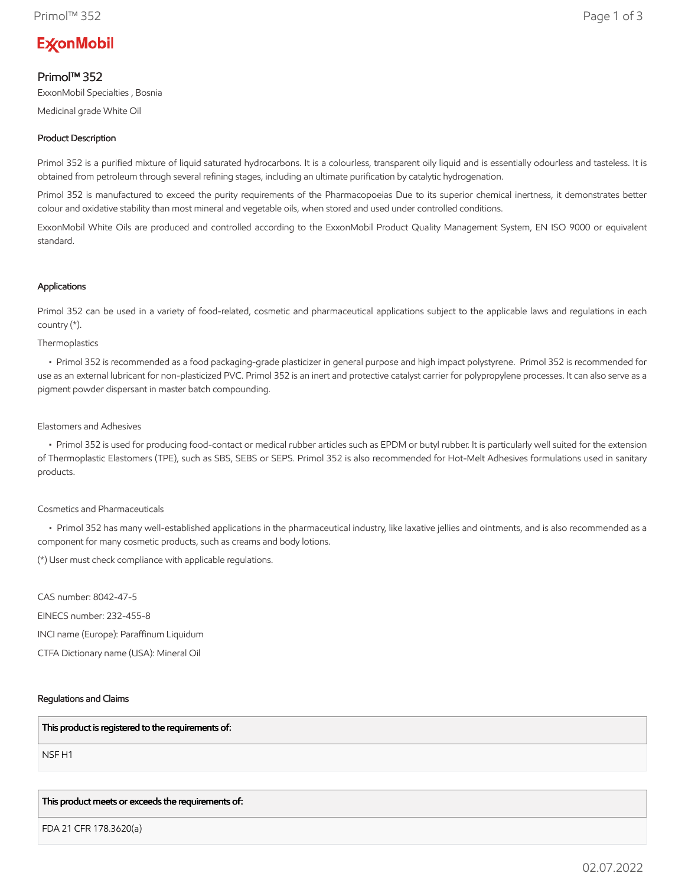# Primol™ 352

ExxonMobil Specialties , Bosnia

Medicinal grade White Oil

### Product Description

Primol 352 is a purified mixture of liquid saturated hydrocarbons. It is a colourless, transparent oily liquid and is essentially odourless and tasteless. It is obtained from petroleum through several refining stages, including an ultimate purification by catalytic hydrogenation.

Primol 352 is manufactured to exceed the purity requirements of the Pharmacopoeias Due to its superior chemical inertness, it demonstrates better colour and oxidative stability than most mineral and vegetable oils, when stored and used under controlled conditions.

ExxonMobil White Oils are produced and controlled according to the ExxonMobil Product Quality Management System, EN ISO 9000 or equivalent standard.

### Applications

Primol 352 can be used in a variety of food-related, cosmetic and pharmaceutical applications subject to the applicable laws and regulations in each country (*).

Thermoplastics

- Primol 352 is recommended as a food packaging-grade plasticizer in general purpose and high impact polystyrene. Primol 352 is recommended for use as an external lubricant for non-plasticized PVC. Primol 352 is an inert and protective catalyst carrier for polypropylene processes. It can also serve as a pigment powder dispersant in master batch compounding.

Elastomers and Adhesives

- Primol 352 is used for producing food-contact or medical rubber articles such as EPDM or butyl rubber. It is particularly well suited for the extension of Thermoplastic Elastomers (TPE), such as SBS, SEBS or SEPS. Primol 352 is also recommended for Hot-Melt Adhesives formulations used in sanitary products.

Cosmetics and Pharmaceuticals

- Primol 352 has many well-established applications in the pharmaceutical industry, like laxative jellies and ointments, and is also recommended as a component for many cosmetic products, such as creams and body lotions.

(*) User must check compliance with applicable regulations.

CAS number: 8042-47-5

EINECS number: 232-455-8

INCI name (Europe): Paraffinum Liquidum

CTFA Dictionary name (USA): Mineral Oil

### Regulations and Claims

| This product is registered to the requirements of: |
|---|
| NSF H1 |

| This product meets or exceeds the requirements of: |
|---|
| FDA 21 CFR 178.3620(a) |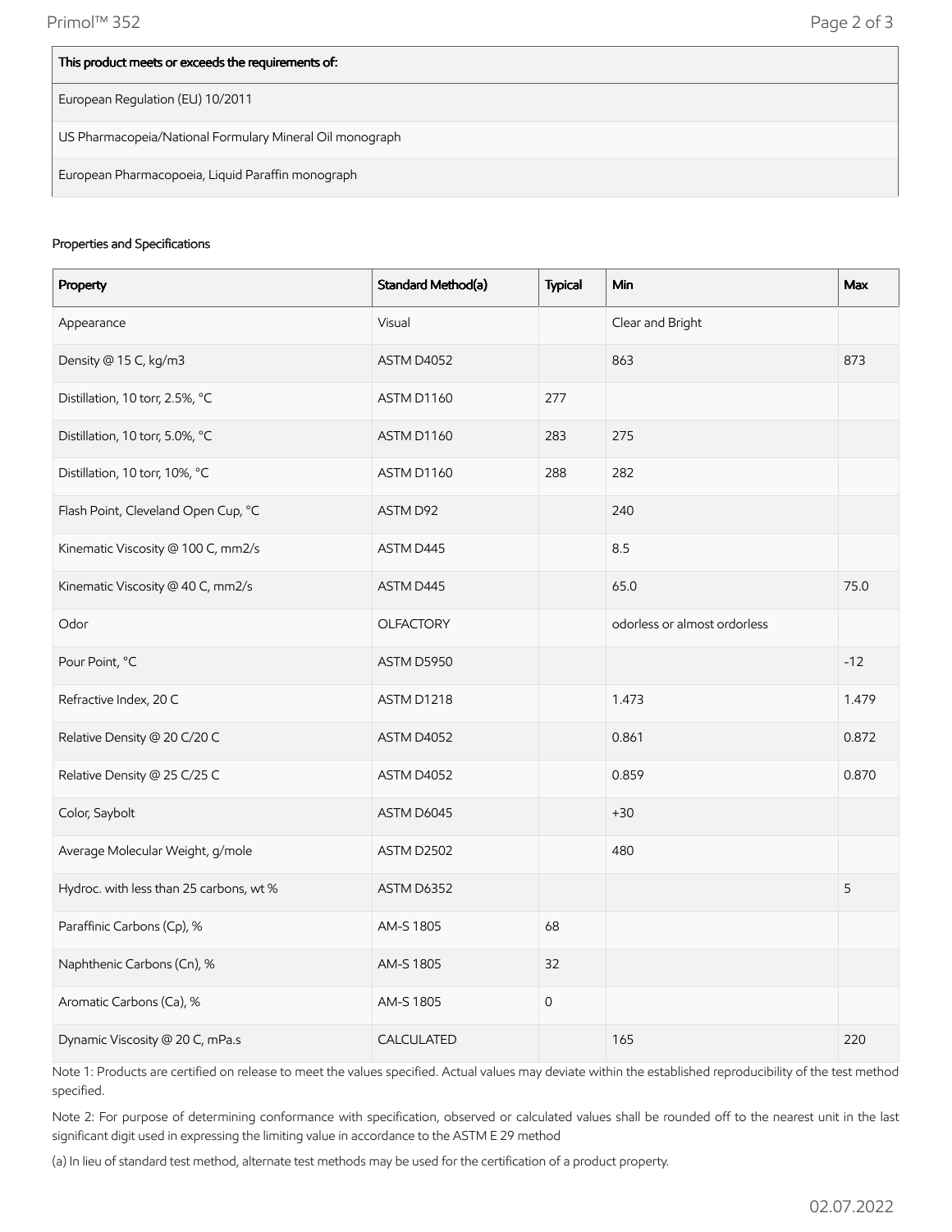| This product meets or exceeds the requirements of: |
| --- |
| European Regulation (EU) 10/2011 |
| US Pharmacopeia/National Formulary Mineral Oil monograph |
| European Pharmacopoeia, Liquid Paraffin monograph |

Properties and Specifications

| Property | Standard Method(a) | Typical | Min | Max |
| --- | --- | --- | --- | --- |
| Appearance | Visual | | Clear and Bright | |
| Density @ 15 C, kg/m3 | ASTM D4052 | | 863 | 873 |
| Distillation, 10 torr, 2.5%, °C | ASTM D1160 | 277 | | |
| Distillation, 10 torr, 5.0%, °C | ASTM D1160 | 283 | 275 | |
| Distillation, 10 torr, 10%, °C | ASTM D1160 | 288 | 282 | |
| Flash Point, Cleveland Open Cup, °C | ASTM D92 | | 240 | |
| Kinematic Viscosity @ 100 C, mm2/s | ASTM D445 | | 8.5 | |
| Kinematic Viscosity @ 40 C, mm2/s | ASTM D445 | | 65.0 | 75.0 |
| Odor | OLFACTORY | | odorless or almost ordorless | |
| Pour Point, °C | ASTM D5950 | | | -12 |
| Refractive Index, 20 C | ASTM D1218 | | 1.473 | 1.479 |
| Relative Density @ 20 C/20 C | ASTM D4052 | | 0.861 | 0.872 |
| Relative Density @ 25 C/25 C | ASTM D4052 | | 0.859 | 0.870 |
| Color, Saybolt | ASTM D6045 | | +30 | |
| Average Molecular Weight, g/mole | ASTM D2502 | | 480 | |
| Hydroc. with less than 25 carbons, wt % | ASTM D6352 | | | 5 |
| Paraffinic Carbons (Cp), % | AM-S 1805 | 68 | | |
| Naphthenic Carbons (Cn), % | AM-S 1805 | 32 | | |
| Aromatic Carbons (Ca), % | AM-S 1805 | 0 | | |
| Dynamic Viscosity @ 20 C, mPa.s | CALCULATED | | 165 | 220 |

Note 1: Products are certified on release to meet the values specified. Actual values may deviate within the established reproducibility of the test method specified.

Note 2: For purpose of determining conformance with specification, observed or calculated values shall be rounded off to the nearest unit in the last significant digit used in expressing the limiting value in accordance to the ASTM E 29 method

(a) In lieu of standard test method, alternate test methods may be used for the certification of a product property.

02.07.2022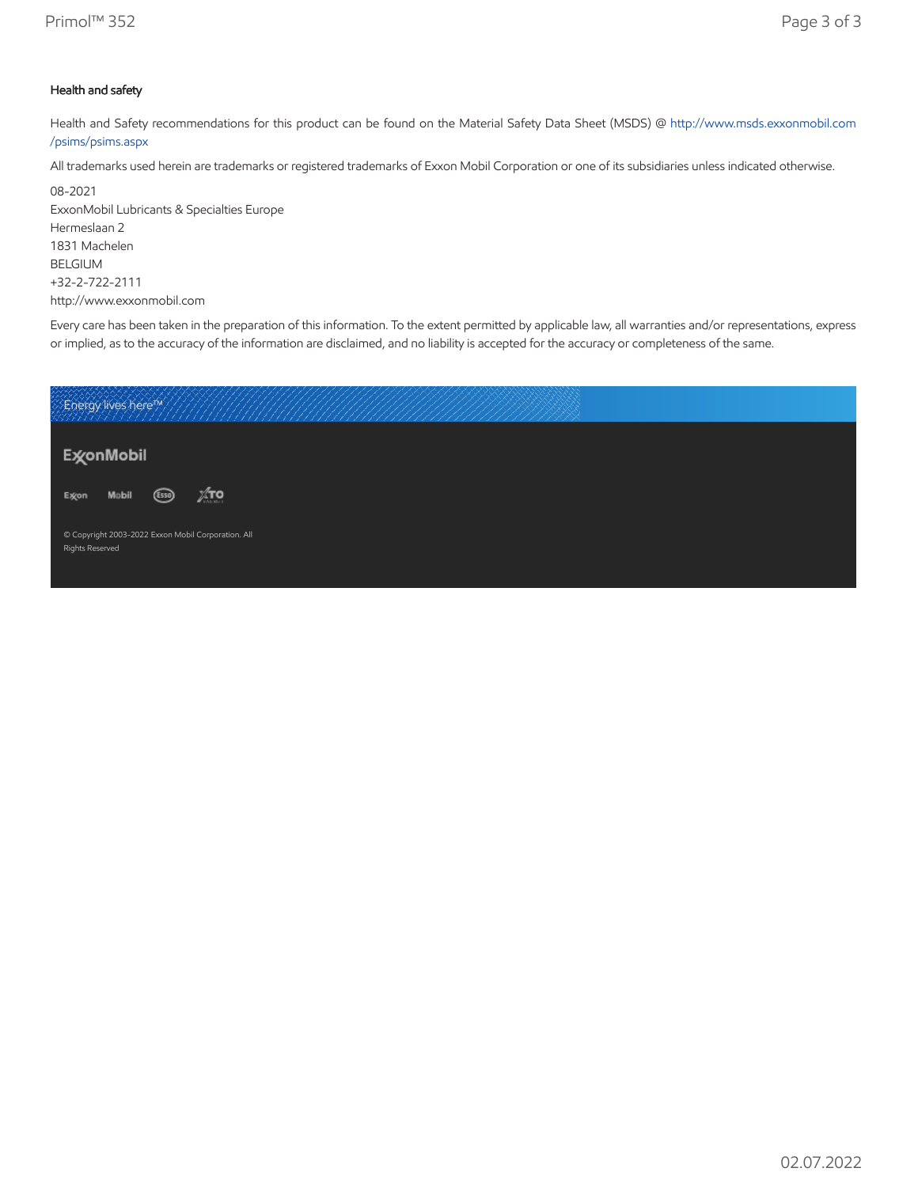### Health and safety

Health and Safety recommendations for this product can be found on the Material Safety Data Sheet (MSDS) @ http://www.msds.exxonmobil.com/psims/psims.aspx

All trademarks used herein are trademarks or registered trademarks of Exxon Mobil Corporation or one of its subsidiaries unless indicated otherwise.

08-2021
ExxonMobil Lubricants & Specialties Europe
Hermeslaan 2
1831 Machelen
BELGIUM
+32-2-722-2111
http://www.exxonmobil.com

Every care has been taken in the preparation of this information. To the extent permitted by applicable law, all warranties and/or representations, express or implied, as to the accuracy of the information are disclaimed, and no liability is accepted for the accuracy or completeness of the same.

Energy lives here™

ExxonMobil

Exxon Mobil Esso XTO

© Copyright 2003-2022 Exxon Mobil Corporation. All Rights Reserved